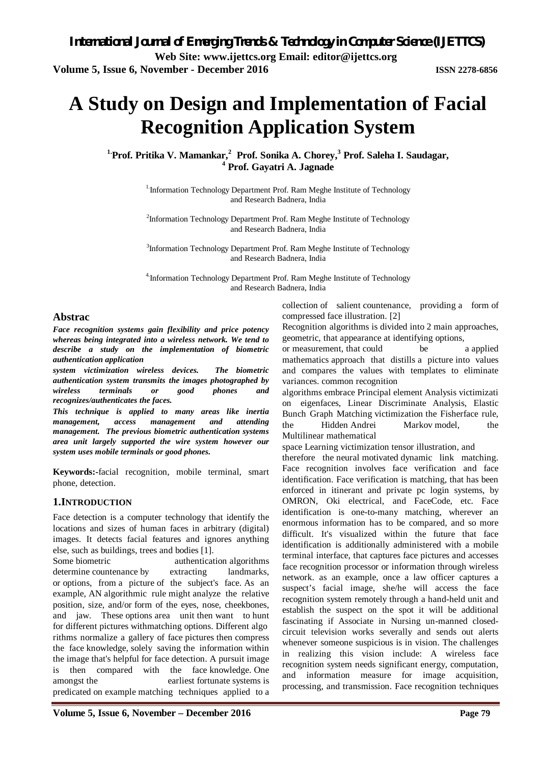# A Study on Design and Implementation of Facial Recognition Application System

[1] Prof. Pritika V. Mamankar, [2] Prof. Sonika A. Chorey, [3] Prof. Saleha I. Saudagar, [4] Prof. Gayatri A. Jagnade

[1] Information Technology Department Prof. Ram Meghe Institute of Technology and Research Badnera, India

[2] Information Technology Department Prof. Ram Meghe Institute of Technology and Research Badnera, India

[3] Information Technology Department Prof. Ram Meghe Institute of Technology and Research Badnera, India

[4] Information Technology Department Prof. Ram Meghe Institute of Technology and Research Badnera, India

## Abstrac

***Face recognition systems gain flexibility and price potency whereas being integrated into a wireless network. We tend to describe a study on the implementation of biometric authentication application system victimization wireless devices. The biometric authentication system transmits the images photographed by wireless terminals or good phones and recognizes/authenticates the faces.***

***This technique is applied to many areas like inertia management, access management and attending management. The previous biometric authentication systems area unit largely supported the wire system however our system uses mobile terminals or good phones.***

**Keywords:-**facial recognition, mobile terminal, smart phone, detection.

## 1.INTRODUCTION

Face detection is a computer technology that identify the locations and sizes of human faces in arbitrary (digital) images. It detects facial features and ignores anything else, such as buildings, trees and bodies [1].

Some biometric authentication algorithms determine countenance by extracting landmarks, or options, from a picture of the subject's face. As an example, AN algorithmic rule might analyze the relative position, size, and/or form of the eyes, nose, cheekbones, and jaw. These options area unit then want to hunt for different pictures withmatching options. Different algorithms normalize a gallery of face pictures then compress the face knowledge, solely saving the information within the image that's helpful for face detection. A pursuit image is then compared with the face knowledge. One amongst the earliest fortunate systems is predicated on example matching techniques applied to a collection of salient countenance, providing a form of compressed face illustration. [2]

Recognition algorithms is divided into 2 main approaches, geometric, that appearance at identifying options, or measurement, that could be a applied mathematics approach that distills a picture into values and compares the values with templates to eliminate variances. common recognition algorithms embrace Principal element Analysis victimization eigenfaces, Linear Discriminate Analysis, Elastic Bunch Graph Matching victimization the Fisherface rule, the Hidden Andrei Markov model, the Multilinear mathematical space Learning victimization tensor illustration, and therefore the neural motivated dynamic link matching.

Face recognition involves face verification and face identification. Face verification is matching, that has been enforced in itinerant and private pc login systems, by OMRON, Oki electrical, and FaceCode, etc. Face identification is one-to-many matching, wherever an enormous information has to be compared, and so more difficult. It's visualized within the future that face identification is additionally administered with a mobile terminal interface, that captures face pictures and accesses face recognition processor or information through wireless network. as an example, once a law officer captures a suspect's facial image, she/he will access the face recognition system remotely through a hand-held unit and establish the suspect on the spot it will be additional fascinating if Associate in Nursing un-manned closed-circuit television works severally and sends out alerts whenever someone suspicious is in vision. The challenges in realizing this vision include: A wireless face recognition system needs significant energy, computation, and information measure for image acquisition, processing, and transmission. Face recognition techniques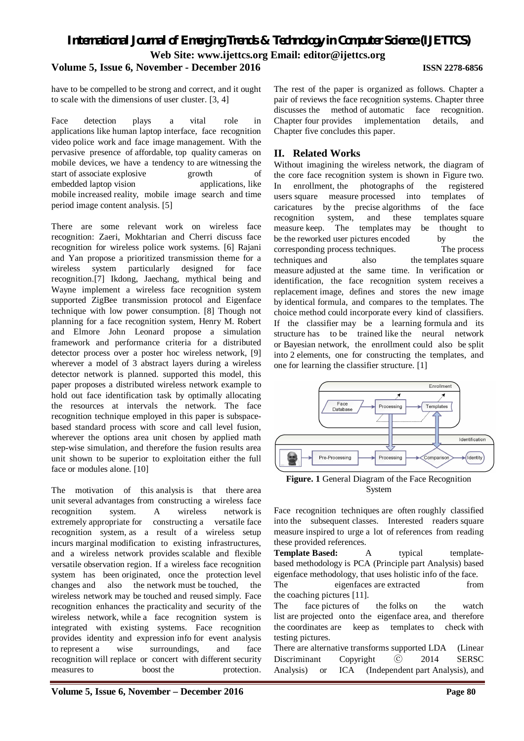have to be compelled to be strong and correct, and it ought to scale with the dimensions of user cluster. [3, 4]

Face detection plays a vital role in applications like human laptop interface, face recognition video police work and face image management. With the pervasive presence of affordable, top quality cameras on mobile devices, we have a tendency to are witnessing the start of associate explosive growth of embedded laptop vision applications, like mobile increased reality, mobile image search and time period image content analysis. [5]

There are some relevant work on wireless face recognition: Zaeri, Mokhtarian and Cherri discuss face recognition for wireless police work systems. [6] Rajani and Yan propose a prioritized transmission theme for a wireless system particularly designed for face recognition.[7] Ikdong, Jaechang, mythical being and Wayne implement a wireless face recognition system supported ZigBee transmission protocol and Eigenface technique with low power consumption. [8] Though not planning for a face recognition system, Henry M. Robert and Elmore John Leonard propose a simulation framework and performance criteria for a distributed detector process over a poster hoc wireless network, [9] wherever a model of 3 abstract layers during a wireless detector network is planned. supported this model, this paper proposes a distributed wireless network example to hold out face identification task by optimally allocating the resources at intervals the network. The face recognition technique employed in this paper is subspace-based standard process with score and call level fusion, wherever the options area unit chosen by applied math step-wise simulation, and therefore the fusion results area unit shown to be superior to exploitation either the full face or modules alone. [10]

The motivation of this analysis is that there area unit several advantages from constructing a wireless face recognition system. A wireless network is extremely appropriate for constructing a versatile face recognition system, as a result of a wireless setup incurs marginal modification to existing infrastructures, and a wireless network provides scalable and flexible versatile observation region. If a wireless face recognition system has been originated, once the protection level changes and also the network must be touched, the wireless network may be touched and reused simply. Face recognition enhances the practicality and security of the wireless network, while a face recognition system is integrated with existing systems. Face recognition provides identity and expression info for event analysis to represent a wise surroundings, and face recognition will replace or concert with different security measures to boost the protection.

The rest of the paper is organized as follows. Chapter a pair of reviews the face recognition systems. Chapter three discusses the method of automatic face recognition. Chapter four provides implementation details, and Chapter five concludes this paper.

## II. Related Works

Without imagining the wireless network, the diagram of the core face recognition system is shown in Figure two. In enrollment, the photographs of the registered users square measure processed into templates of caricatures by the precise algorithms of the face recognition system, and these templates square measure keep. The templates may be thought to be the reworked user pictures encoded by the corresponding process techniques. The process techniques and also the templates square measure adjusted at the same time. In verification or identification, the face recognition system receives a replacement image, defines and stores the new image by identical formula, and compares to the templates. The choice method could incorporate every kind of classifiers. If the classifier may be a learning formula and its structure has to be trained like the neural network or Bayesian network, the enrollment could also be split into 2 elements, one for constructing the templates, and one for learning the classifier structure. [1]

**Figure. 1** General Diagram of the Face Recognition System

Face recognition techniques are often roughly classified into the subsequent classes. Interested readers square measure inspired to urge a lot of references from reading these provided references.

**Template Based:** A typical template-based methodology is PCA (Principle part Analysis) based eigenface methodology, that uses holistic info of the face. The eigenfaces are extracted from the coaching pictures [11].

The face pictures of the folks on the watch list are projected onto the eigenface area, and therefore the coordinates are keep as templates to check with testing pictures.

There are alternative transforms supported LDA (Linear Discriminant Copyright ⓒ 2014 SERSC Analysis) or ICA (Independent part Analysis), and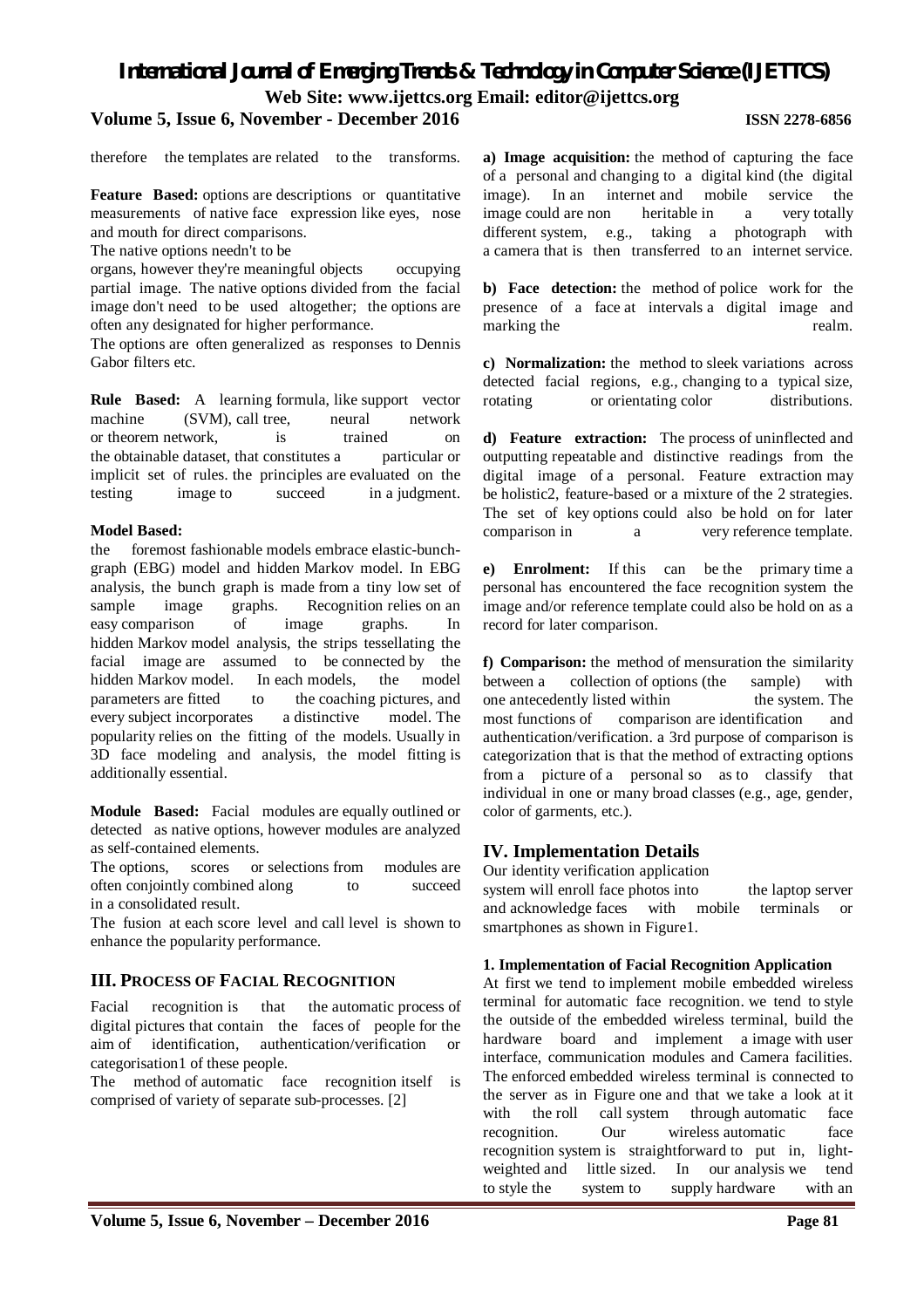therefore the templates are related to the transforms.

**Feature Based:** options are descriptions or quantitative measurements of native face expression like eyes, nose and mouth for direct comparisons.

The native options needn't to be organs, however they're meaningful objects occupying partial image. The native options divided from the facial image don't need to be used altogether; the options are often any designated for higher performance.

The options are often generalized as responses to Dennis Gabor filters etc.

**Rule Based:** A learning formula, like support vector machine (SVM), call tree, neural network or theorem network, is trained on the obtainable dataset, that constitutes a particular or implicit set of rules. the principles are evaluated on the testing image to succeed in a judgment.

**Model Based:**

the foremost fashionable models embrace elastic-bunch-graph (EBG) model and hidden Markov model. In EBG analysis, the bunch graph is made from a tiny low set of sample image graphs. Recognition relies on an easy comparison of image graphs. In hidden Markov model analysis, the strips tessellating the facial image are assumed to be connected by the hidden Markov model. In each models, the model parameters are fitted to the coaching pictures, and every subject incorporates a distinctive model. The popularity relies on the fitting of the models. Usually in 3D face modeling and analysis, the model fitting is additionally essential.

**Module Based:** Facial modules are equally outlined or detected as native options, however modules are analyzed as self-contained elements.

The options, scores or selections from modules are often conjointly combined along to succeed in a consolidated result.

The fusion at each score level and call level is shown to enhance the popularity performance.

## III. Process of Facial Recognition

Facial recognition is that the automatic process of digital pictures that contain the faces of people for the aim of identification, authentication/verification or categorisation1 of these people.

The method of automatic face recognition itself is comprised of variety of separate sub-processes. [2]

**a) Image acquisition:** the method of capturing the face of a personal and changing to a digital kind (the digital image). In an internet and mobile service the image could are non heritable in a very totally different system, e.g., taking a photograph with a camera that is then transferred to an internet service.

**b) Face detection:** the method of police work for the presence of a face at intervals a digital image and marking the realm.

**c) Normalization:** the method to sleek variations across detected facial regions, e.g., changing to a typical size, rotating or orientating color distributions.

**d) Feature extraction:** The process of uninflected and outputting repeatable and distinctive readings from the digital image of a personal. Feature extraction may be holistic2, feature-based or a mixture of the 2 strategies. The set of key options could also be hold on for later comparison in a very reference template.

**e) Enrolment:** If this can be the primary time a personal has encountered the face recognition system the image and/or reference template could also be hold on as a record for later comparison.

**f) Comparison:** the method of mensuration the similarity between a collection of options (the sample) with one antecedently listed within the system. The most functions of comparison are identification and authentication/verification. a 3rd purpose of comparison is categorization that is that the method of extracting options from a picture of a personal so as to classify that individual in one or many broad classes (e.g., age, gender, color of garments, etc.).

## IV. Implementation Details

Our identity verification application system will enroll face photos into the laptop server and acknowledge faces with mobile terminals or smartphones as shown in Figure1.

### 1. Implementation of Facial Recognition Application

At first we tend to implement mobile embedded wireless terminal for automatic face recognition. we tend to style the outside of the embedded wireless terminal, build the hardware board and implement a image with user interface, communication modules and Camera facilities. The enforced embedded wireless terminal is connected to the server as in Figure one and that we take a look at it with the roll call system through automatic face recognition. Our wireless automatic face recognition system is straightforward to put in, light-weighted and little sized. In our analysis we tend to style the system to supply hardware with an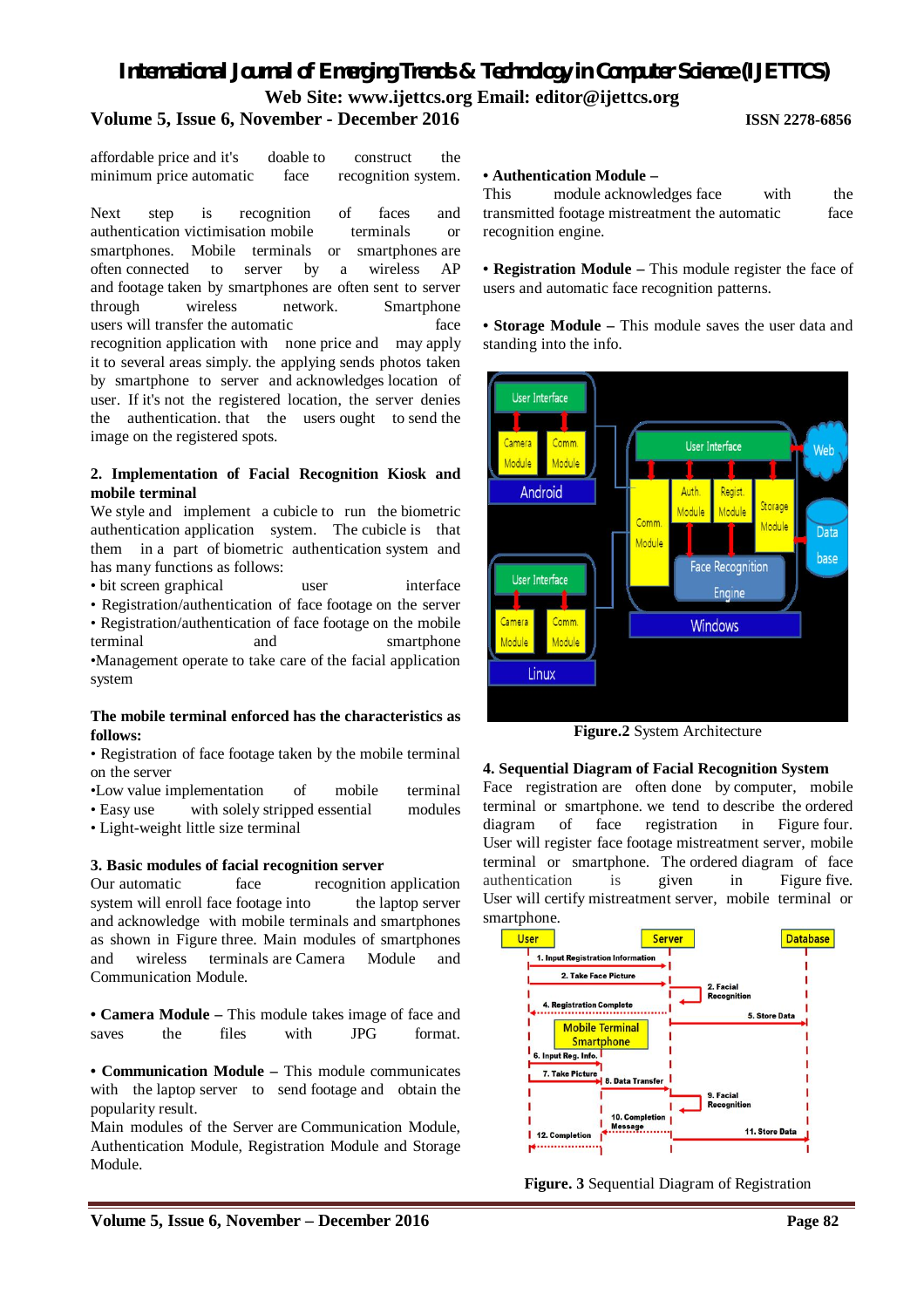affordable price and it's doable to construct the minimum price automatic face recognition system.

Next step is recognition of faces and authentication victimisation mobile terminals or smartphones. Mobile terminals or smartphones are often connected to server by a wireless AP and footage taken by smartphones are often sent to server through wireless network. Smartphone users will transfer the automatic face recognition application with none price and may apply it to several areas simply. the applying sends photos taken by smartphone to server and acknowledges location of user. If it's not the registered location, the server denies the authentication. that the users ought to send the image on the registered spots.

**2. Implementation of Facial Recognition Kiosk and mobile terminal**

We style and implement a cubicle to run the biometric authentication application system. The cubicle is that them in a part of biometric authentication system and has many functions as follows:

- bit screen graphical user interface
- Registration/authentication of face footage on the server
- Registration/authentication of face footage on the mobile terminal and smartphone
- Management operate to take care of the facial application system

**The mobile terminal enforced has the characteristics as follows:**

- Registration of face footage taken by the mobile terminal on the server
- Low value implementation of mobile terminal
- Easy use with solely stripped essential modules
- Light-weight little size terminal

**3. Basic modules of facial recognition server**

Our automatic face recognition application system will enroll face footage into the laptop server and acknowledge with mobile terminals and smartphones as shown in Figure three. Main modules of smartphones and wireless terminals are Camera Module and Communication Module.

- **Camera Module –** This module takes image of face and saves the files with JPG format.

- **Communication Module –** This module communicates with the laptop server to send footage and obtain the popularity result.

Main modules of the Server are Communication Module, Authentication Module, Registration Module and Storage Module.

- **Authentication Module –**
This module acknowledges face with the transmitted footage mistreatment the automatic face recognition engine.

- **Registration Module –** This module register the face of users and automatic face recognition patterns.

- **Storage Module –** This module saves the user data and standing into the info.

**Figure.2** System Architecture

**4. Sequential Diagram of Facial Recognition System**

Face registration are often done by computer, mobile terminal or smartphone. we tend to describe the ordered diagram of face registration in Figure four. User will register face footage mistreatment server, mobile terminal or smartphone. The ordered diagram of face authentication is given in Figure five. User will certify mistreatment server, mobile terminal or smartphone.

**Figure. 3** Sequential Diagram of Registration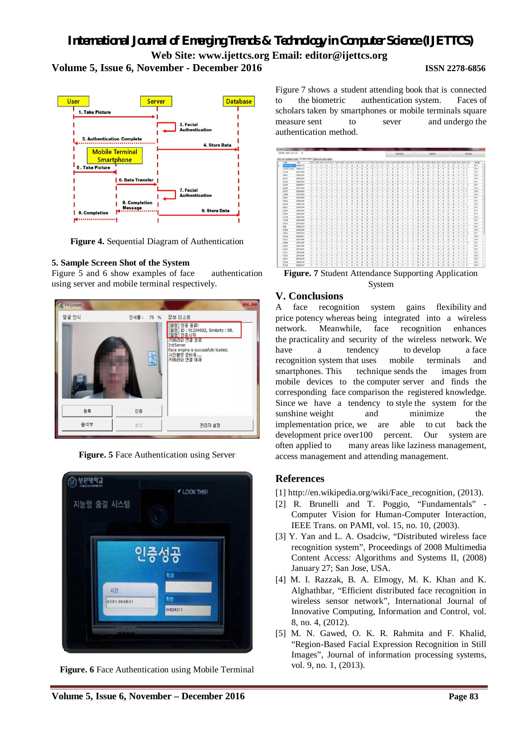Figure 4. Sequential Diagram of Authentication

### 5. Sample Screen Shot of the System

Figure 5 and 6 show examples of face authentication using server and mobile terminal respectively.

**Figure. 5** Face Authentication using Server

**Figure. 6** Face Authentication using Mobile Terminal

Figure 7 shows a student attending book that is connected to the biometric authentication system. Faces of scholars taken by smartphones or mobile terminals square measure sent to sever and undergo the authentication method.

**Figure. 7** Student Attendance Supporting Application System

## V. Conclusions

A face recognition system gains flexibility and price potency whereas being integrated into a wireless network. Meanwhile, face recognition enhances the practicality and security of the wireless network. We have a tendency to develop a face recognition system that uses mobile terminals and smartphones. This technique sends the images from mobile devices to the computer server and finds the corresponding face comparison the registered knowledge. Since we have a tendency to style the system for the sunshine weight and minimize the implementation price, we are able to cut back the development price over100 percent. Our system are often applied to many areas like laziness management, access management and attending management.

## References

[1] http://en.wikipedia.org/wiki/Face_recognition, (2013).

[2] R. Brunelli and T. Poggio, "Fundamentals" - Computer Vision for Human-Computer Interaction, IEEE Trans. on PAMI, vol. 15, no. 10, (2003).

[3] Y. Yan and L. A. Osadciw, "Distributed wireless face recognition system", Proceedings of 2008 Multimedia Content Access: Algorithms and Systems II, (2008) January 27; San Jose, USA.

[4] M. I. Razzak, B. A. Elmogy, M. K. Khan and K. Alghathbar, "Efficient distributed face recognition in wireless sensor network", International Journal of Innovative Computing, Information and Control, vol. 8, no. 4, (2012).

[5] M. N. Gawed, O. K. R. Rahmita and F. Khalid, "Region-Based Facial Expression Recognition in Still Images", Journal of information processing systems, vol. 9, no. 1, (2013).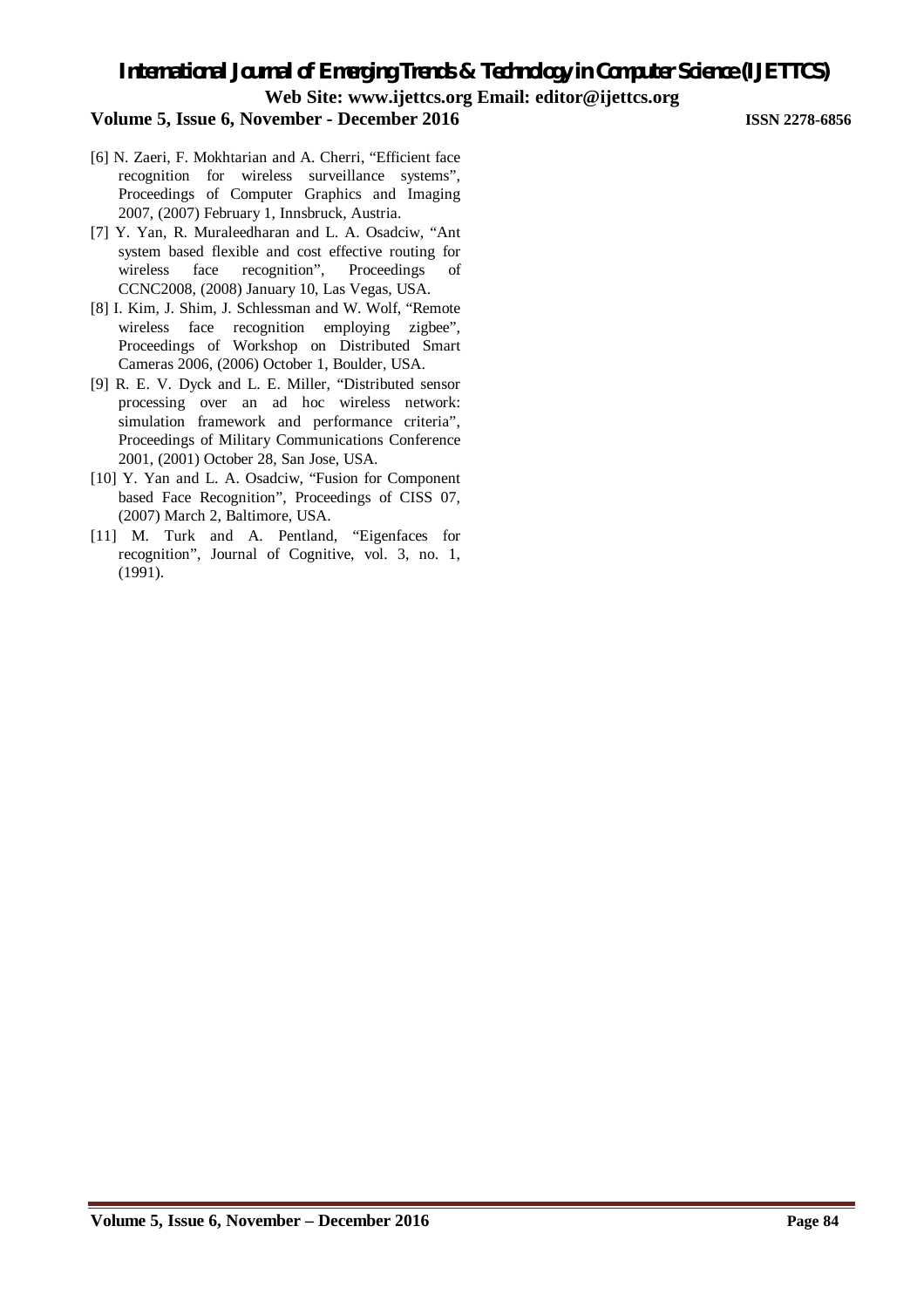[6] N. Zaeri, F. Mokhtarian and A. Cherri, "Efficient face recognition for wireless surveillance systems", Proceedings of Computer Graphics and Imaging 2007, (2007) February 1, Innsbruck, Austria.

[7] Y. Yan, R. Muraleedharan and L. A. Osadciw, "Ant system based flexible and cost effective routing for wireless face recognition", Proceedings of CCNC2008, (2008) January 10, Las Vegas, USA.

[8] I. Kim, J. Shim, J. Schlessman and W. Wolf, "Remote wireless face recognition employing zigbee", Proceedings of Workshop on Distributed Smart Cameras 2006, (2006) October 1, Boulder, USA.

[9] R. E. V. Dyck and L. E. Miller, "Distributed sensor processing over an ad hoc wireless network: simulation framework and performance criteria", Proceedings of Military Communications Conference 2001, (2001) October 28, San Jose, USA.

[10] Y. Yan and L. A. Osadciw, "Fusion for Component based Face Recognition", Proceedings of CISS 07, (2007) March 2, Baltimore, USA.

[11] M. Turk and A. Pentland, "Eigenfaces for recognition", Journal of Cognitive, vol. 3, no. 1, (1991).